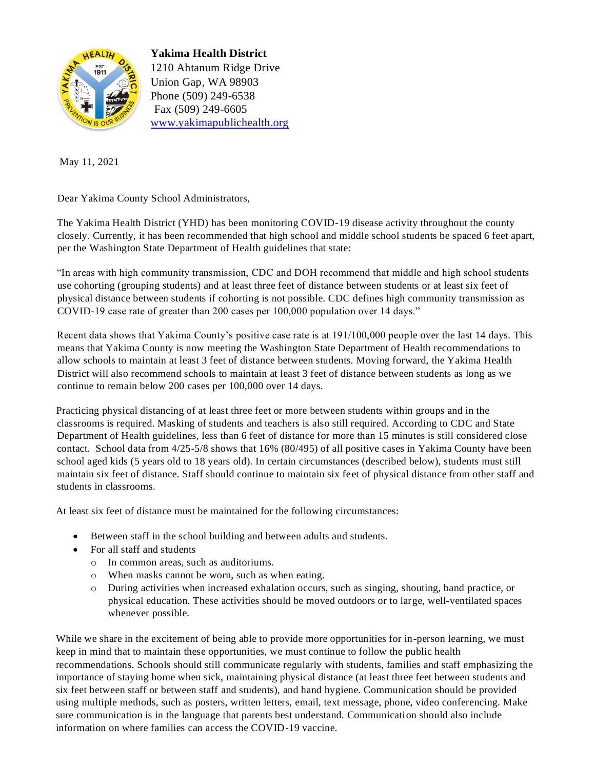**Yakima Health District**
1210 Ahtanum Ridge Drive
Union Gap, WA 98903
Phone (509) 249-6538
Fax (509) 249-6605
[www.yakimapublichealth.org](http://www.yakimapublichealth.org)

May 11, 2021

Dear Yakima County School Administrators,

The Yakima Health District (YHD) has been monitoring COVID-19 disease activity throughout the county closely. Currently, it has been recommended that high school and middle school students be spaced 6 feet apart, per the Washington State Department of Health guidelines that state:

"In areas with high community transmission, CDC and DOH recommend that middle and high school students use cohorting (grouping students) and at least three feet of distance between students or at least six feet of physical distance between students if cohorting is not possible. CDC defines high community transmission as COVID-19 case rate of greater than 200 cases per 100,000 population over 14 days."

Recent data shows that Yakima County's positive case rate is at 191/100,000 people over the last 14 days. This means that Yakima County is now meeting the Washington State Department of Health recommendations to allow schools to maintain at least 3 feet of distance between students. Moving forward, the Yakima Health District will also recommend schools to maintain at least 3 feet of distance between students as long as we continue to remain below 200 cases per 100,000 over 14 days.

Practicing physical distancing of at least three feet or more between students within groups and in the classrooms is required. Masking of students and teachers is also still required. According to CDC and State Department of Health guidelines, less than 6 feet of distance for more than 15 minutes is still considered close contact. School data from 4/25-5/8 shows that 16% (80/495) of all positive cases in Yakima County have been school aged kids (5 years old to 18 years old). In certain circumstances (described below), students must still maintain six feet of distance. Staff should continue to maintain six feet of physical distance from other staff and students in classrooms.

At least six feet of distance must be maintained for the following circumstances:

- Between staff in the school building and between adults and students.
- For all staff and students
  - In common areas, such as auditoriums.
  - When masks cannot be worn, such as when eating.
  - During activities when increased exhalation occurs, such as singing, shouting, band practice, or physical education. These activities should be moved outdoors or to large, well-ventilated spaces whenever possible.

While we share in the excitement of being able to provide more opportunities for in-person learning, we must keep in mind that to maintain these opportunities, we must continue to follow the public health recommendations. Schools should still communicate regularly with students, families and staff emphasizing the importance of staying home when sick, maintaining physical distance (at least three feet between students and six feet between staff or between staff and students), and hand hygiene. Communication should be provided using multiple methods, such as posters, written letters, email, text message, phone, video conferencing. Make sure communication is in the language that parents best understand. Communication should also include information on where families can access the COVID-19 vaccine.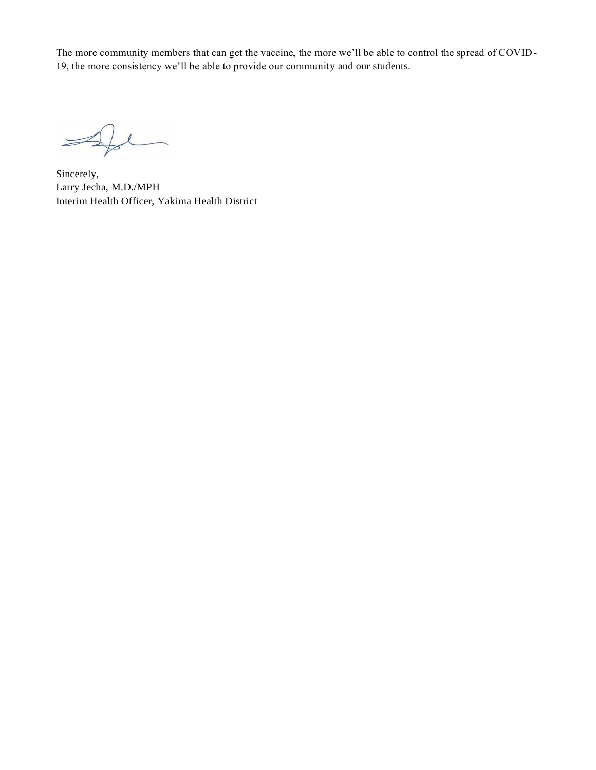The more community members that can get the vaccine, the more we'll be able to control the spread of COVID-19, the more consistency we'll be able to provide our community and our students.

Sincerely,
Larry Jecha, M.D./MPH
Interim Health Officer, Yakima Health District